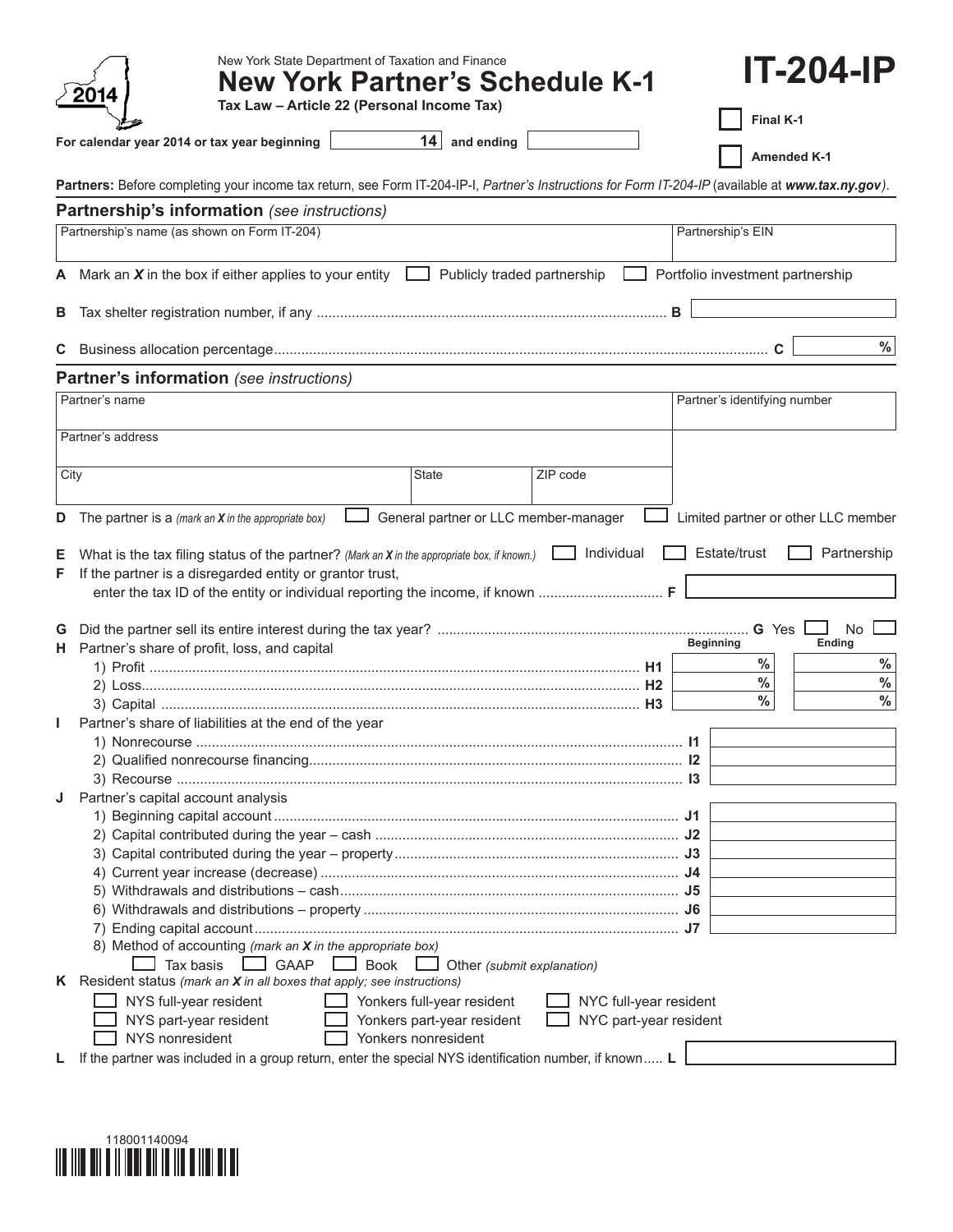New York State Department of Taxation and Finance

# New York Partner's Schedule K-1

**Tax Law – Article 22 (Personal Income Tax)**

# IT-204-IP

2014

☐ **Final K-1**

☐ **Amended K-1**

**For calendar year 2014 or tax year beginning** ______ 14 **and ending** ______

**Partners:** Before completing your income tax return, see Form IT-204-IP-I, *Partner's Instructions for Form IT-204-IP* (available at ***www.tax.ny.gov***).

## Partnership's information *(see instructions)*

| Partnership's name (as shown on Form IT-204) | Partnership's EIN |
|---|---|
| | |

**A** Mark an ***X*** in the box if either applies to your entity ☐ Publicly traded partnership ☐ Portfolio investment partnership

**B** Tax shelter registration number, if any .......... **B** ______

**C** Business allocation percentage .......... **C** ______ %

## Partner's information *(see instructions)*

| Partner's name | | | Partner's identifying number |
|---|---|---|---|
| | | | |
| Partner's address | | | |
| City | State | ZIP code | |

**D** The partner is a *(mark an **X** in the appropriate box)* ☐ General partner or LLC member-manager ☐ Limited partner or other LLC member

**E** What is the tax filing status of the partner? *(Mark an **X** in the appropriate box, if known.)* ☐ Individual ☐ Estate/trust ☐ Partnership

**F** If the partner is a disregarded entity or grantor trust, enter the tax ID of the entity or individual reporting the income, if known .......... **F** ______

**G** Did the partner sell its entire interest during the tax year? .......... **G** Yes ☐ No ☐

**H** Partner's share of profit, loss, and capital

| | | Beginning | Ending |
|---|---|---|---|
| 1) Profit | H1 | % | % |
| 2) Loss | H2 | % | % |
| 3) Capital | H3 | % | % |

**I** Partner's share of liabilities at the end of the year

| | | |
|---|---|---|
| 1) Nonrecourse | I1 | |
| 2) Qualified nonrecourse financing | I2 | |
| 3) Recourse | I3 | |

**J** Partner's capital account analysis

| | | |
|---|---|---|
| 1) Beginning capital account | J1 | |
| 2) Capital contributed during the year – cash | J2 | |
| 3) Capital contributed during the year – property | J3 | |
| 4) Current year increase (decrease) | J4 | |
| 5) Withdrawals and distributions – cash | J5 | |
| 6) Withdrawals and distributions – property | J6 | |
| 7) Ending capital account | J7 | |

8) Method of accounting *(mark an **X** in the appropriate box)*

☐ Tax basis ☐ GAAP ☐ Book ☐ Other *(submit explanation)*

**K** Resident status *(mark an **X** in all boxes that apply; see instructions)*

| | | |
|---|---|---|
| ☐ NYS full-year resident | ☐ Yonkers full-year resident | ☐ NYC full-year resident |
| ☐ NYS part-year resident | ☐ Yonkers part-year resident | ☐ NYC part-year resident |
| ☐ NYS nonresident | ☐ Yonkers nonresident | |

**L** If the partner was included in a group return, enter the special NYS identification number, if known .......... **L** ______

118001140094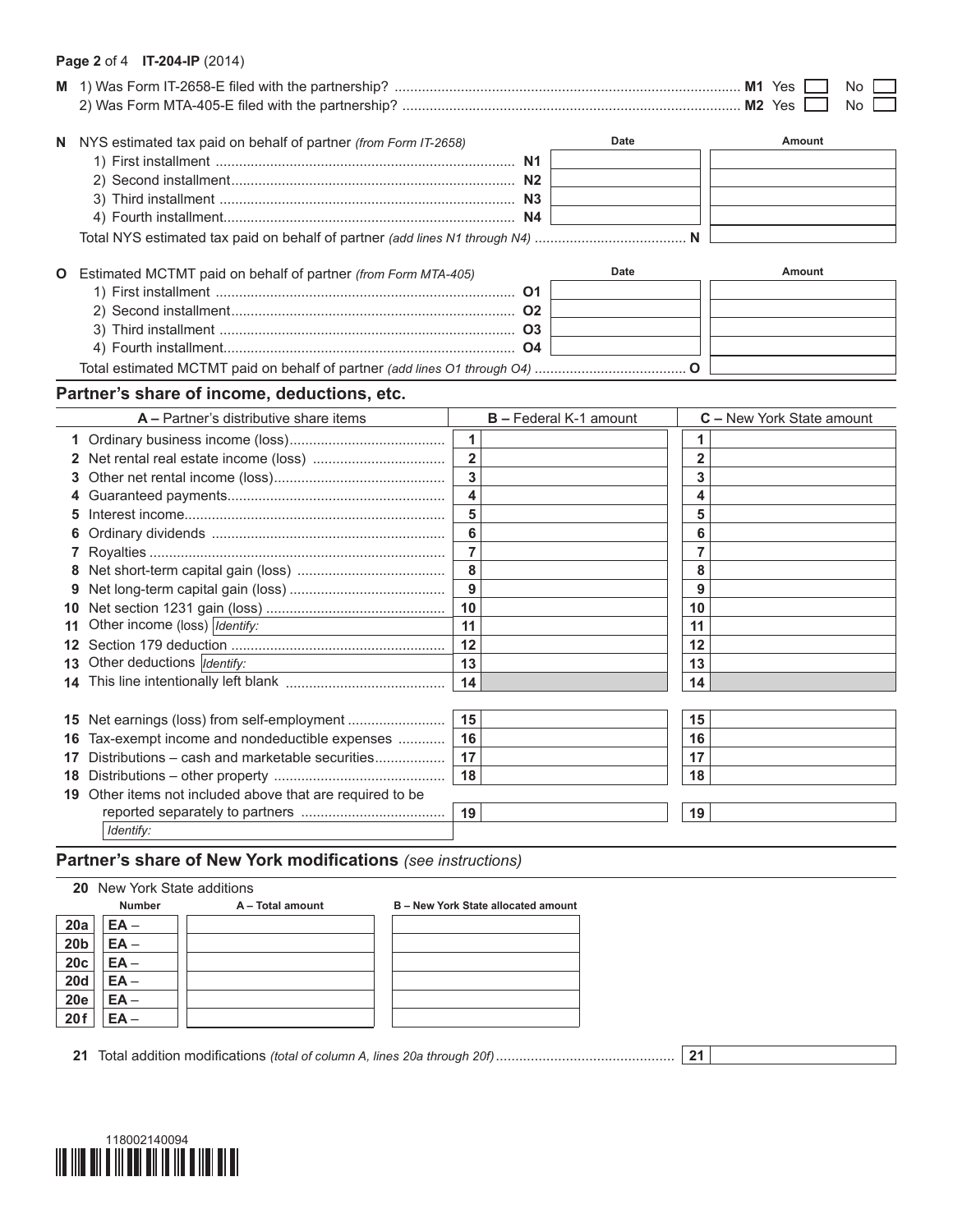**Page 2** of 4 **IT-204-IP** (2014)

**M** 1) Was Form IT-2658-E filed with the partnership? ........ **M1** Yes ☐ No ☐

2) Was Form MTA-405-E filed with the partnership? ........ **M2** Yes ☐ No ☐

**N** NYS estimated tax paid on behalf of partner *(from Form IT-2658)*

| | | Date | Amount |
|---|---|---|---|
| 1) First installment | **N1** | | |
| 2) Second installment | **N2** | | |
| 3) Third installment | **N3** | | |
| 4) Fourth installment | **N4** | | |
| Total NYS estimated tax paid on behalf of partner *(add lines N1 through N4)* | **N** | | |

**O** Estimated MCTMT paid on behalf of partner *(from Form MTA-405)*

| | | Date | Amount |
|---|---|---|---|
| 1) First installment | **O1** | | |
| 2) Second installment | **O2** | | |
| 3) Third installment | **O3** | | |
| 4) Fourth installment | **O4** | | |
| Total estimated MCTMT paid on behalf of partner *(add lines O1 through O4)* | **O** | | |

## Partner's share of income, deductions, etc.

| | A – Partner's distributive share items | | B – Federal K-1 amount | | C – New York State amount |
|---|---|---|---|---|---|
| **1** | Ordinary business income (loss) | 1 | | 1 | |
| **2** | Net rental real estate income (loss) | 2 | | 2 | |
| **3** | Other net rental income (loss) | 3 | | 3 | |
| **4** | Guaranteed payments | 4 | | 4 | |
| **5** | Interest income | 5 | | 5 | |
| **6** | Ordinary dividends | 6 | | 6 | |
| **7** | Royalties | 7 | | 7 | |
| **8** | Net short-term capital gain (loss) | 8 | | 8 | |
| **9** | Net long-term capital gain (loss) | 9 | | 9 | |
| **10** | Net section 1231 gain (loss) | 10 | | 10 | |
| **11** | Other income (loss) *Identify:* | 11 | | 11 | |
| **12** | Section 179 deduction | 12 | | 12 | |
| **13** | Other deductions *Identify:* | 13 | | 13 | |
| **14** | This line intentionally left blank | 14 | | 14 | |
| **15** | Net earnings (loss) from self-employment | 15 | | 15 | |
| **16** | Tax-exempt income and nondeductible expenses | 16 | | 16 | |
| **17** | Distributions – cash and marketable securities | 17 | | 17 | |
| **18** | Distributions – other property | 18 | | 18 | |
| **19** | Other items not included above that are required to be reported separately to partners *Identify:* | 19 | | 19 | |

## Partner's share of New York modifications *(see instructions)*

**20** New York State additions

| | Number | A – Total amount | B – New York State allocated amount |
|---|---|---|---|
| **20a** | **EA –** | | |
| **20b** | **EA –** | | |
| **20c** | **EA –** | | |
| **20d** | **EA –** | | |
| **20e** | **EA –** | | |
| **20f** | **EA –** | | |

**21** Total addition modifications *(total of column A, lines 20a through 20f)* ........ **21** ______

118002140094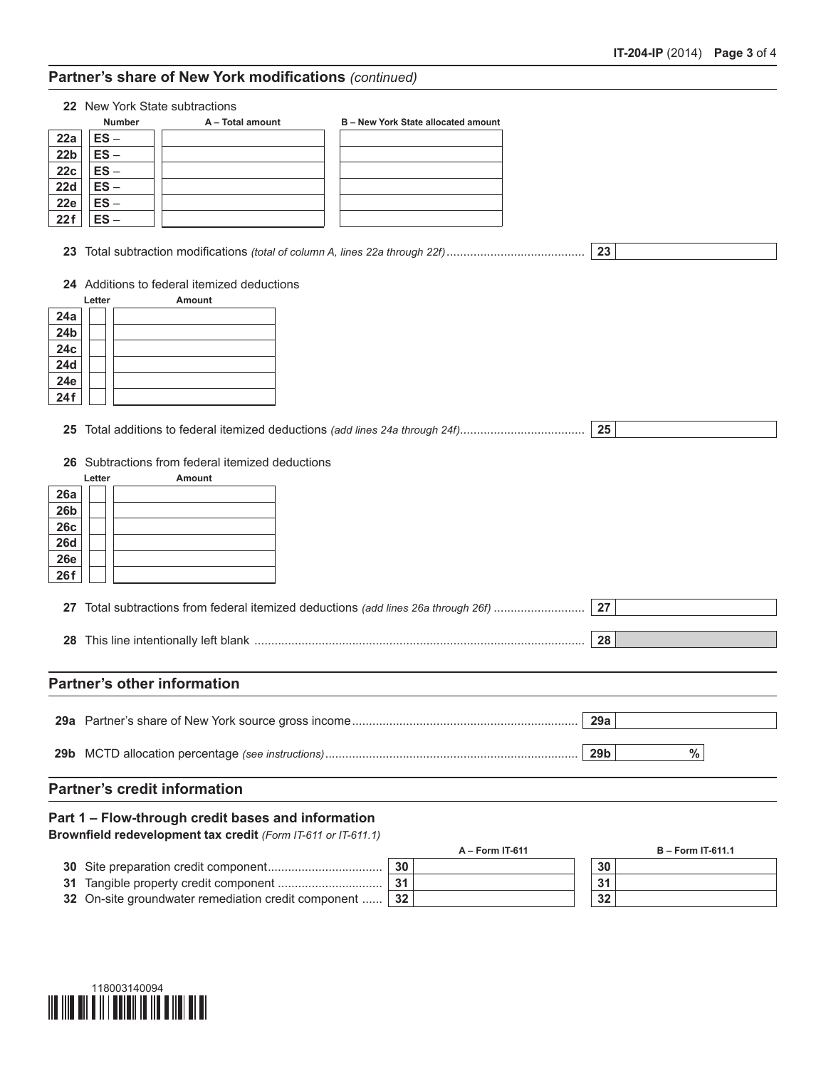## Partner's share of New York modifications *(continued)*

**22** New York State subtractions

| | Number | A – Total amount | B – New York State allocated amount |
|---|---|---|---|
| **22a** | **ES** – | | |
| **22b** | **ES** – | | |
| **22c** | **ES** – | | |
| **22d** | **ES** – | | |
| **22e** | **ES** – | | |
| **22f** | **ES** – | | |

**23** Total subtraction modifications *(total of column A, lines 22a through 22f)* ........................................ **23**

**24** Additions to federal itemized deductions

| | Letter | Amount |
|---|---|---|
| **24a** | | |
| **24b** | | |
| **24c** | | |
| **24d** | | |
| **24e** | | |
| **24f** | | |

**25** Total additions to federal itemized deductions *(add lines 24a through 24f)*.................................... **25**

**26** Subtractions from federal itemized deductions

| | Letter | Amount |
|---|---|---|
| **26a** | | |
| **26b** | | |
| **26c** | | |
| **26d** | | |
| **26e** | | |
| **26f** | | |

**27** Total subtractions from federal itemized deductions *(add lines 26a through 26f)* .......................... **27**

**28** This line intentionally left blank ................................................................................................. **28**

## Partner's other information

**29a** Partner's share of New York source gross income.................................................................. **29a**

**29b** MCTD allocation percentage *(see instructions)*.......................................................................... **29b** %

## Partner's credit information

### Part 1 – Flow-through credit bases and information

**Brownfield redevelopment tax credit** *(Form IT-611 or IT-611.1)*

| | | A – Form IT-611 | | B – Form IT-611.1 |
|---|---|---|---|---|
| **30** Site preparation credit component................................. | **30** | | **30** | |
| **31** Tangible property credit component ............................... | **31** | | **31** | |
| **32** On-site groundwater remediation credit component ...... | **32** | | **32** | |

118003140094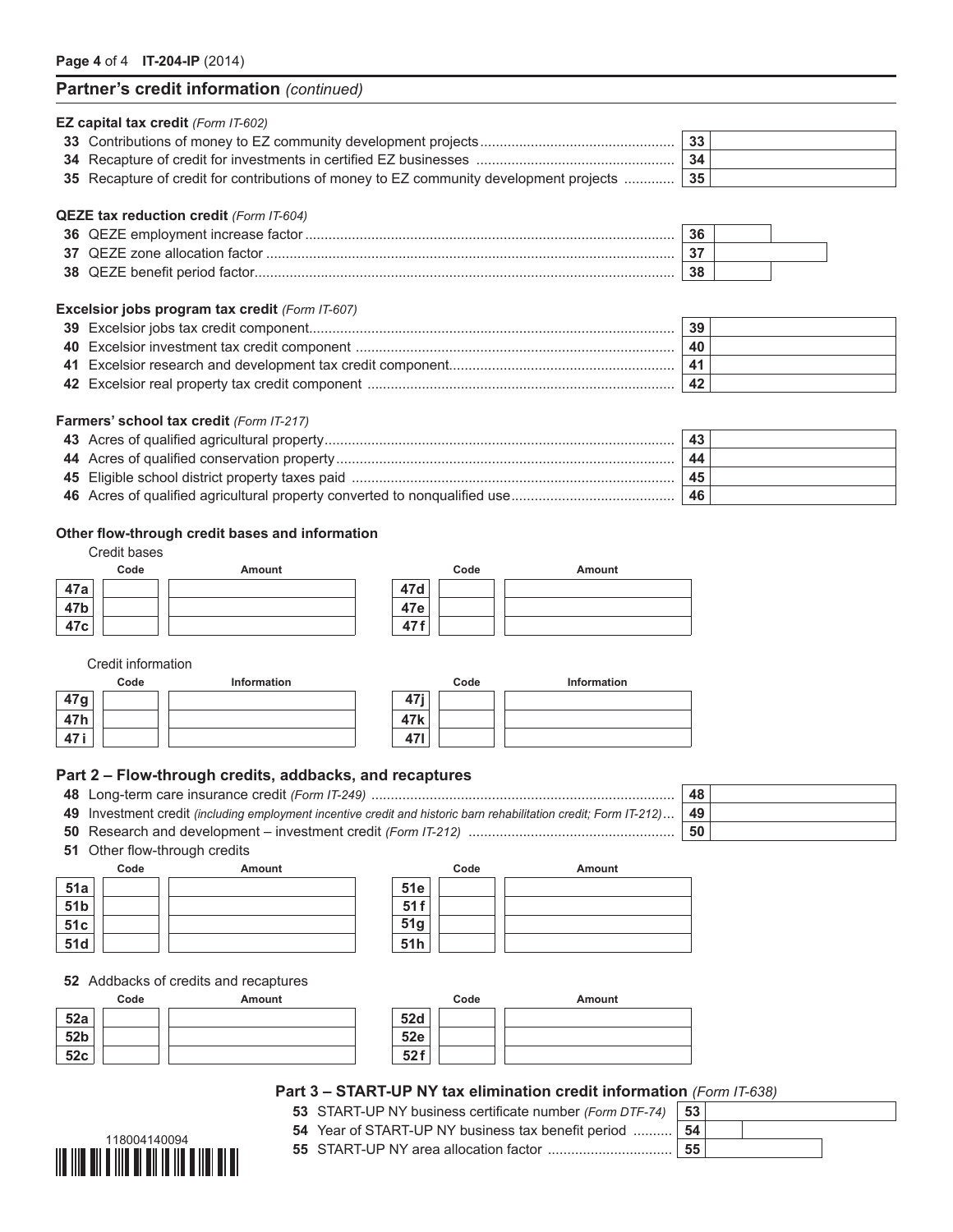## Partner's credit information *(continued)*

**EZ capital tax credit** *(Form IT-602)*

| | | |
|---|---|---|
| 33 Contributions of money to EZ community development projects | 33 | |
| 34 Recapture of credit for investments in certified EZ businesses | 34 | |
| 35 Recapture of credit for contributions of money to EZ community development projects | 35 | |

**QEZE tax reduction credit** *(Form IT-604)*

| | | |
|---|---|---|
| 36 QEZE employment increase factor | 36 | |
| 37 QEZE zone allocation factor | 37 | |
| 38 QEZE benefit period factor | 38 | |

**Excelsior jobs program tax credit** *(Form IT-607)*

| | | |
|---|---|---|
| 39 Excelsior jobs tax credit component | 39 | |
| 40 Excelsior investment tax credit component | 40 | |
| 41 Excelsior research and development tax credit component | 41 | |
| 42 Excelsior real property tax credit component | 42 | |

**Farmers' school tax credit** *(Form IT-217)*

| | | |
|---|---|---|
| 43 Acres of qualified agricultural property | 43 | |
| 44 Acres of qualified conservation property | 44 | |
| 45 Eligible school district property taxes paid | 45 | |
| 46 Acres of qualified agricultural property converted to nonqualified use | 46 | |

**Other flow-through credit bases and information**

Credit bases

| | Code | Amount | | Code | Amount |
|---|---|---|---|---|---|
| 47a | | | 47d | | |
| 47b | | | 47e | | |
| 47c | | | 47f | | |

Credit information

| | Code | Information | | Code | Information |
|---|---|---|---|---|---|
| 47g | | | 47j | | |
| 47h | | | 47k | | |
| 47i | | | 47l | | |

### Part 2 – Flow-through credits, addbacks, and recaptures

| | | |
|---|---|---|
| 48 Long-term care insurance credit *(Form IT-249)* | 48 | |
| 49 Investment credit *(including employment incentive credit and historic barn rehabilitation credit; Form IT-212)* | 49 | |
| 50 Research and development – investment credit *(Form IT-212)* | 50 | |

51 Other flow-through credits

| | Code | Amount | | Code | Amount |
|---|---|---|---|---|---|
| 51a | | | 51e | | |
| 51b | | | 51f | | |
| 51c | | | 51g | | |
| 51d | | | 51h | | |

52 Addbacks of credits and recaptures

| | Code | Amount | | Code | Amount |
|---|---|---|---|---|---|
| 52a | | | 52d | | |
| 52b | | | 52e | | |
| 52c | | | 52f | | |

### Part 3 – START-UP NY tax elimination credit information *(Form IT-638)*

| | | |
|---|---|---|
| 53 START-UP NY business certificate number *(Form DTF-74)* | 53 | |
| 54 Year of START-UP NY business tax benefit period | 54 | |
| 55 START-UP NY area allocation factor | 55 | |

118004140094